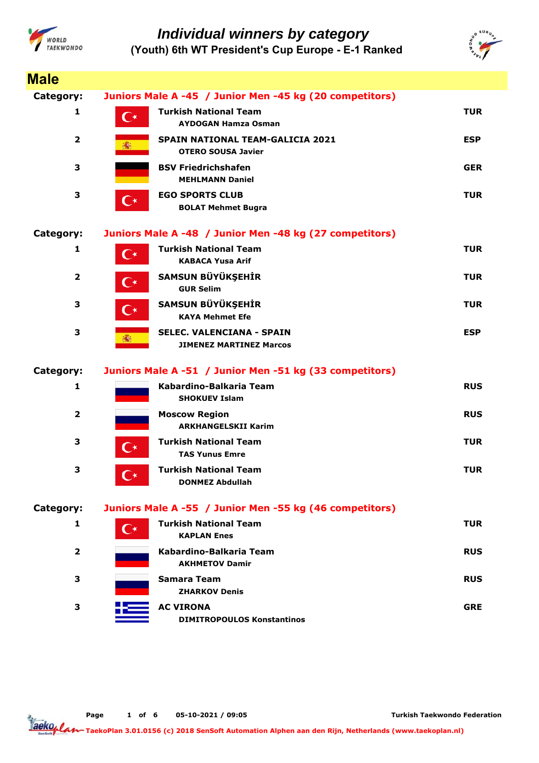# Individual winners by category

## (Youth) 6th WT President's Cup Europe - E-1 Ranked

## Male

**Category: Juniors Male A -45 / Junior Men -45 kg (20 competitors)**

| Place | Team / Name | Country |
|---|---|---|
| 1 | **Turkish National Team**<br>AYDOGAN Hamza Osman | TUR |
| 2 | **SPAIN NATIONAL TEAM-GALICIA 2021**<br>OTERO SOUSA Javier | ESP |
| 3 | **BSV Friedrichshafen**<br>MEHLMANN Daniel | GER |
| 3 | **EGO SPORTS CLUB**<br>BOLAT Mehmet Bugra | TUR |

**Category: Juniors Male A -48 / Junior Men -48 kg (27 competitors)**

| Place | Team / Name | Country |
|---|---|---|
| 1 | **Turkish National Team**<br>KABACA Yusa Arif | TUR |
| 2 | **SAMSUN BÜYÜKŞEHİR**<br>GUR Selim | TUR |
| 3 | **SAMSUN BÜYÜKŞEHİR**<br>KAYA Mehmet Efe | TUR |
| 3 | **SELEC. VALENCIANA - SPAIN**<br>JIMENEZ MARTINEZ Marcos | ESP |

**Category: Juniors Male A -51 / Junior Men -51 kg (33 competitors)**

| Place | Team / Name | Country |
|---|---|---|
| 1 | **Kabardino-Balkaria Team**<br>SHOKUEV Islam | RUS |
| 2 | **Moscow Region**<br>ARKHANGELSKII Karim | RUS |
| 3 | **Turkish National Team**<br>TAS Yunus Emre | TUR |
| 3 | **Turkish National Team**<br>DONMEZ Abdullah | TUR |

**Category: Juniors Male A -55 / Junior Men -55 kg (46 competitors)**

| Place | Team / Name | Country |
|---|---|---|
| 1 | **Turkish National Team**<br>KAPLAN Enes | TUR |
| 2 | **Kabardino-Balkaria Team**<br>AKHMETOV Damir | RUS |
| 3 | **Samara Team**<br>ZHARKOV Denis | RUS |
| 3 | **AC VIRONA**<br>DIMITROPOULOS Konstantinos | GRE |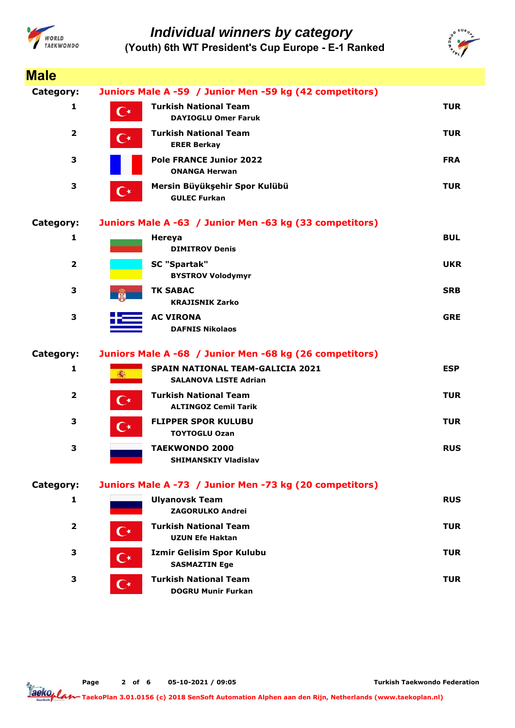# Individual winners by category

**(Youth) 6th WT President's Cup Europe - E-1 Ranked**

## Male

### Category: Juniors Male A -59 / Junior Men -59 kg (42 competitors)

| Place | Team / Athlete | Country |
|---|---|---|
| 1 | **Turkish National Team**<br>DAYIOGLU Omer Faruk | TUR |
| 2 | **Turkish National Team**<br>ERER Berkay | TUR |
| 3 | **Pole FRANCE Junior 2022**<br>ONANGA Herwan | FRA |
| 3 | **Mersin Büyükşehir Spor Kulübü**<br>GULEC Furkan | TUR |

### Category: Juniors Male A -63 / Junior Men -63 kg (33 competitors)

| Place | Team / Athlete | Country |
|---|---|---|
| 1 | **Hereya**<br>DIMITROV Denis | BUL |
| 2 | **SC "Spartak"**<br>BYSTROV Volodymyr | UKR |
| 3 | **TK SABAC**<br>KRAJISNIK Zarko | SRB |
| 3 | **AC VIRONA**<br>DAFNIS Nikolaos | GRE |

### Category: Juniors Male A -68 / Junior Men -68 kg (26 competitors)

| Place | Team / Athlete | Country |
|---|---|---|
| 1 | **SPAIN NATIONAL TEAM-GALICIA 2021**<br>SALANOVA LISTE Adrian | ESP |
| 2 | **Turkish National Team**<br>ALTINGOZ Cemil Tarik | TUR |
| 3 | **FLIPPER SPOR KULUBU**<br>TOYTOGLU Ozan | TUR |
| 3 | **TAEKWONDO 2000**<br>SHIMANSKIY Vladislav | RUS |

### Category: Juniors Male A -73 / Junior Men -73 kg (20 competitors)

| Place | Team / Athlete | Country |
|---|---|---|
| 1 | **Ulyanovsk Team**<br>ZAGORULKO Andrei | RUS |
| 2 | **Turkish National Team**<br>UZUN Efe Haktan | TUR |
| 3 | **Izmir Gelisim Spor Kulubu**<br>SASMAZTIN Ege | TUR |
| 3 | **Turkish National Team**<br>DOGRU Munir Furkan | TUR |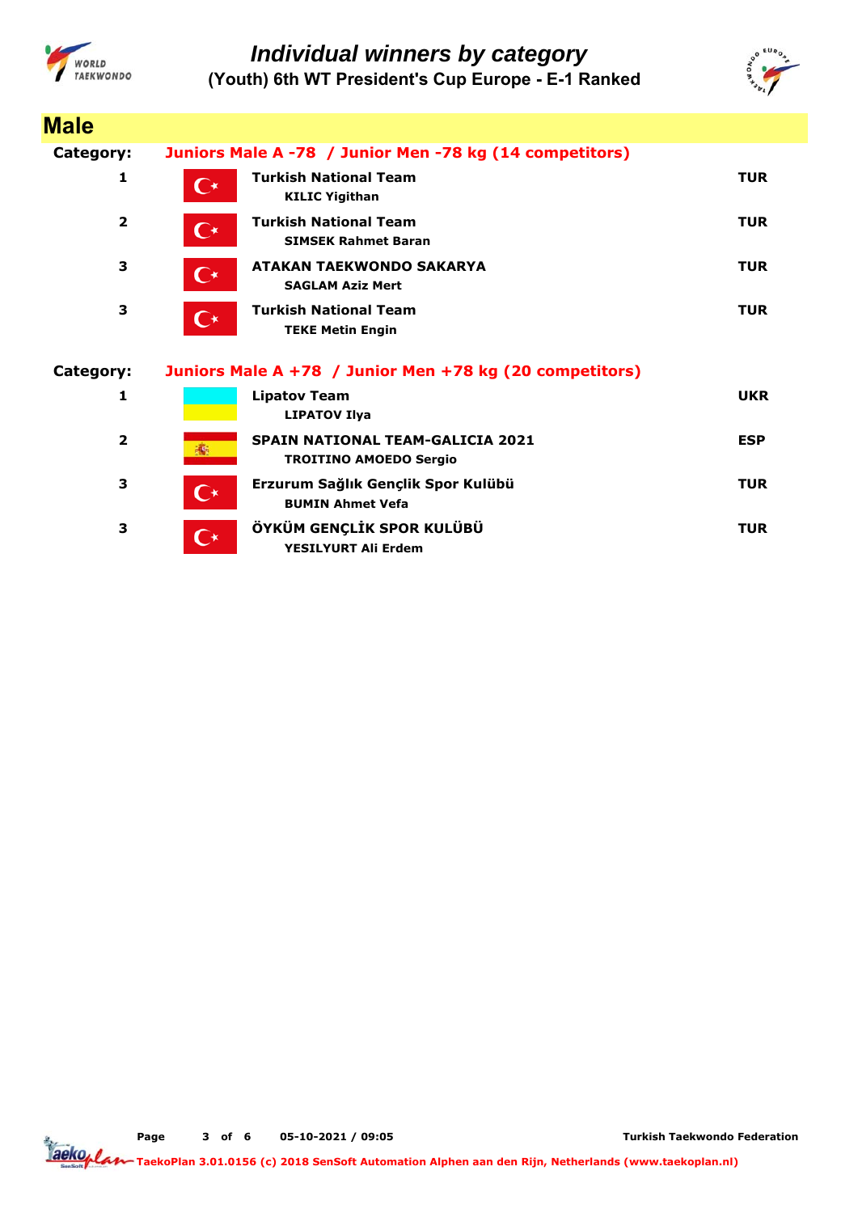# Individual winners by category

## (Youth) 6th WT President's Cup Europe - E-1 Ranked

## Male

**Category:** Juniors Male A -78 / Junior Men -78 kg (14 competitors)

| Place | Team / Athlete | Country |
|---|---|---|
| 1 | **Turkish National Team** KILIC Yigithan | TUR |
| 2 | **Turkish National Team** SIMSEK Rahmet Baran | TUR |
| 3 | **ATAKAN TAEKWONDO SAKARYA** SAGLAM Aziz Mert | TUR |
| 3 | **Turkish National Team** TEKE Metin Engin | TUR |

**Category:** Juniors Male A +78 / Junior Men +78 kg (20 competitors)

| Place | Team / Athlete | Country |
|---|---|---|
| 1 | **Lipatov Team** LIPATOV Ilya | UKR |
| 2 | **SPAIN NATIONAL TEAM-GALICIA 2021** TROITINO AMOEDO Sergio | ESP |
| 3 | **Erzurum Sağlık Gençlik Spor Kulübü** BUMIN Ahmet Vefa | TUR |
| 3 | **ÖYKÜM GENÇLİK SPOR KULÜBÜ** YESILYURT Ali Erdem | TUR |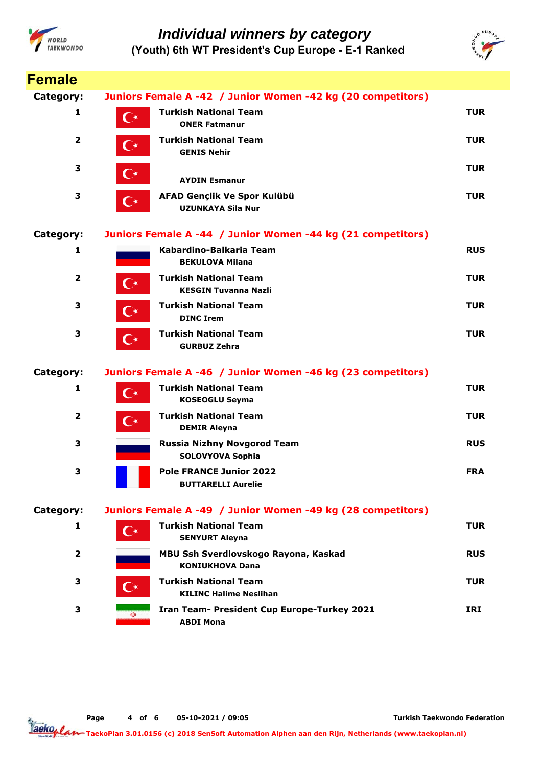# Individual winners by category

## (Youth) 6th WT President's Cup Europe - E-1 Ranked

## Female

**Category:** Juniors Female A -42 / Junior Women -42 kg (20 competitors)

| Place | Team / Name | Country |
|---|---|---|
| 1 | **Turkish National Team**<br>ONER Fatmanur | TUR |
| 2 | **Turkish National Team**<br>GENIS Nehir | TUR |
| 3 | AYDIN Esmanur | TUR |
| 3 | **AFAD Gençlik Ve Spor Kulübü**<br>UZUNKAYA Sila Nur | TUR |

**Category:** Juniors Female A -44 / Junior Women -44 kg (21 competitors)

| Place | Team / Name | Country |
|---|---|---|
| 1 | **Kabardino-Balkaria Team**<br>BEKULOVA Milana | RUS |
| 2 | **Turkish National Team**<br>KESGIN Tuvanna Nazli | TUR |
| 3 | **Turkish National Team**<br>DINC Irem | TUR |
| 3 | **Turkish National Team**<br>GURBUZ Zehra | TUR |

**Category:** Juniors Female A -46 / Junior Women -46 kg (23 competitors)

| Place | Team / Name | Country |
|---|---|---|
| 1 | **Turkish National Team**<br>KOSEOGLU Seyma | TUR |
| 2 | **Turkish National Team**<br>DEMIR Aleyna | TUR |
| 3 | **Russia Nizhny Novgorod Team**<br>SOLOVYOVA Sophia | RUS |
| 3 | **Pole FRANCE Junior 2022**<br>BUTTARELLI Aurelie | FRA |

**Category:** Juniors Female A -49 / Junior Women -49 kg (28 competitors)

| Place | Team / Name | Country |
|---|---|---|
| 1 | **Turkish National Team**<br>SENYURT Aleyna | TUR |
| 2 | **MBU Ssh Sverdlovskogo Rayona, Kaskad**<br>KONIUKHOVA Dana | RUS |
| 3 | **Turkish National Team**<br>KILINC Halime Neslihan | TUR |
| 3 | **Iran Team- President Cup Europe-Turkey 2021**<br>ABDI Mona | IRI |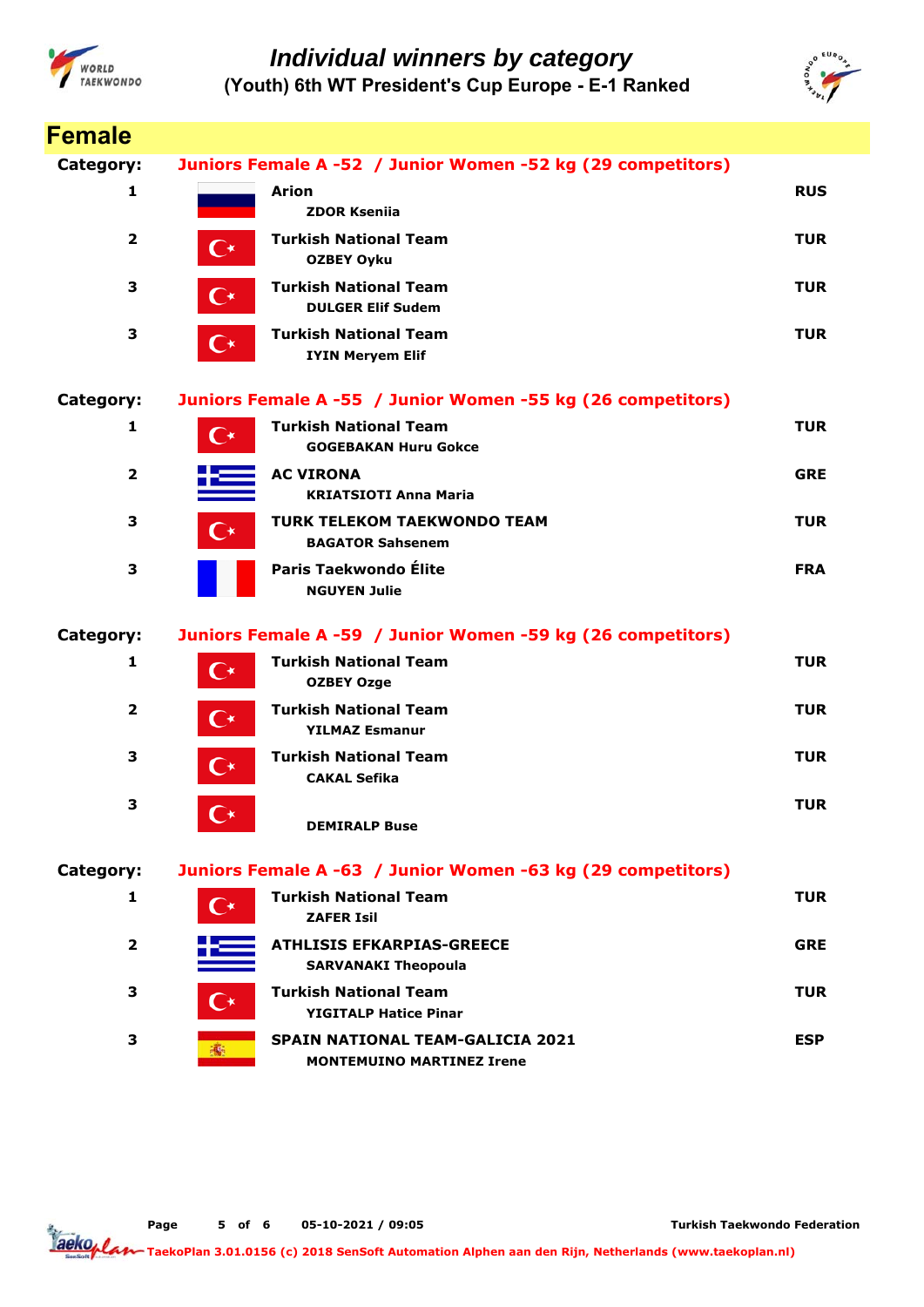# Individual winners by category

## (Youth) 6th WT President's Cup Europe - E-1 Ranked

## Female

**Category:** Juniors Female A -52 / Junior Women -52 kg (29 competitors)

| Place | Team / Name | Country |
|---|---|---|
| 1 | **Arion** ZDOR Kseniia | RUS |
| 2 | **Turkish National Team** OZBEY Oyku | TUR |
| 3 | **Turkish National Team** DULGER Elif Sudem | TUR |
| 3 | **Turkish National Team** IYIN Meryem Elif | TUR |

**Category:** Juniors Female A -55 / Junior Women -55 kg (26 competitors)

| Place | Team / Name | Country |
|---|---|---|
| 1 | **Turkish National Team** GOGEBAKAN Huru Gokce | TUR |
| 2 | **AC VIRONA** KRIATSIOTI Anna Maria | GRE |
| 3 | **TURK TELEKOM TAEKWONDO TEAM** BAGATOR Sahsenem | TUR |
| 3 | **Paris Taekwondo Élite** NGUYEN Julie | FRA |

**Category:** Juniors Female A -59 / Junior Women -59 kg (26 competitors)

| Place | Team / Name | Country |
|---|---|---|
| 1 | **Turkish National Team** OZBEY Ozge | TUR |
| 2 | **Turkish National Team** YILMAZ Esmanur | TUR |
| 3 | **Turkish National Team** CAKAL Sefika | TUR |
| 3 | DEMIRALP Buse | TUR |

**Category:** Juniors Female A -63 / Junior Women -63 kg (29 competitors)

| Place | Team / Name | Country |
|---|---|---|
| 1 | **Turkish National Team** ZAFER Isil | TUR |
| 2 | **ATHLISIS EFKARPIAS-GREECE** SARVANAKI Theopoula | GRE |
| 3 | **Turkish National Team** YIGITALP Hatice Pinar | TUR |
| 3 | **SPAIN NATIONAL TEAM-GALICIA 2021** MONTEMUINO MARTINEZ Irene | ESP |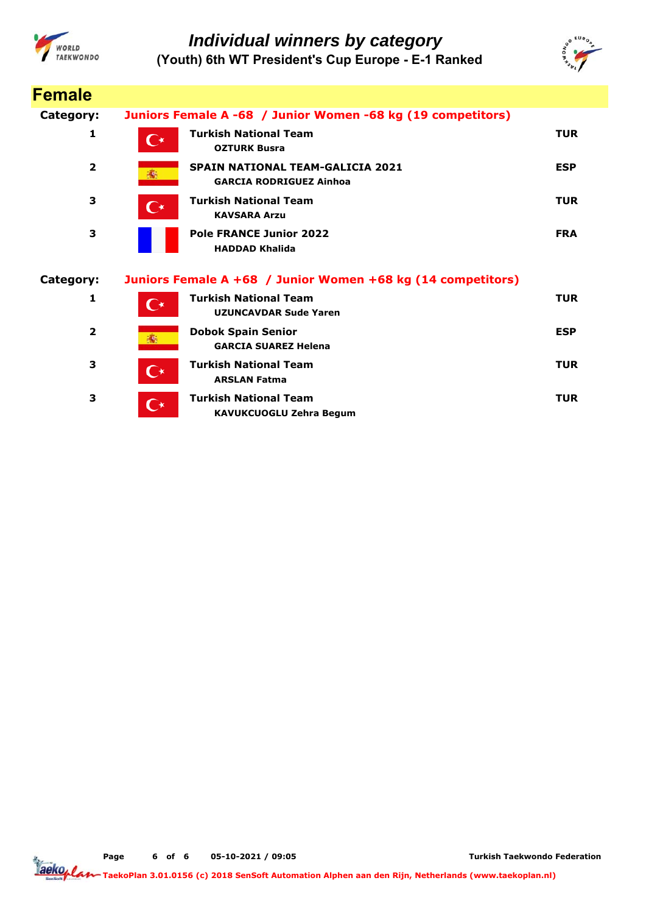# Individual winners by category

## (Youth) 6th WT President's Cup Europe - E-1 Ranked

## Female

**Category:** Juniors Female A -68 / Junior Women -68 kg (19 competitors)

| | | |
|---|---|---|
| **1** | **Turkish National Team** <br> OZTURK Busra | **TUR** |
| **2** | **SPAIN NATIONAL TEAM-GALICIA 2021** <br> GARCIA RODRIGUEZ Ainhoa | **ESP** |
| **3** | **Turkish National Team** <br> KAVSARA Arzu | **TUR** |
| **3** | **Pole FRANCE Junior 2022** <br> HADDAD Khalida | **FRA** |

**Category:** Juniors Female A +68 / Junior Women +68 kg (14 competitors)

| | | |
|---|---|---|
| **1** | **Turkish National Team** <br> UZUNCAVDAR Sude Yaren | **TUR** |
| **2** | **Dobok Spain Senior** <br> GARCIA SUAREZ Helena | **ESP** |
| **3** | **Turkish National Team** <br> ARSLAN Fatma | **TUR** |
| **3** | **Turkish National Team** <br> KAVUKCUOGLU Zehra Begum | **TUR** |

05-10-2021 / 09:05 — Turkish Taekwondo Federation

TaekoPlan 3.01.0156 (c) 2018 SenSoft Automation Alphen aan den Rijn, Netherlands (www.taekoplan.nl)